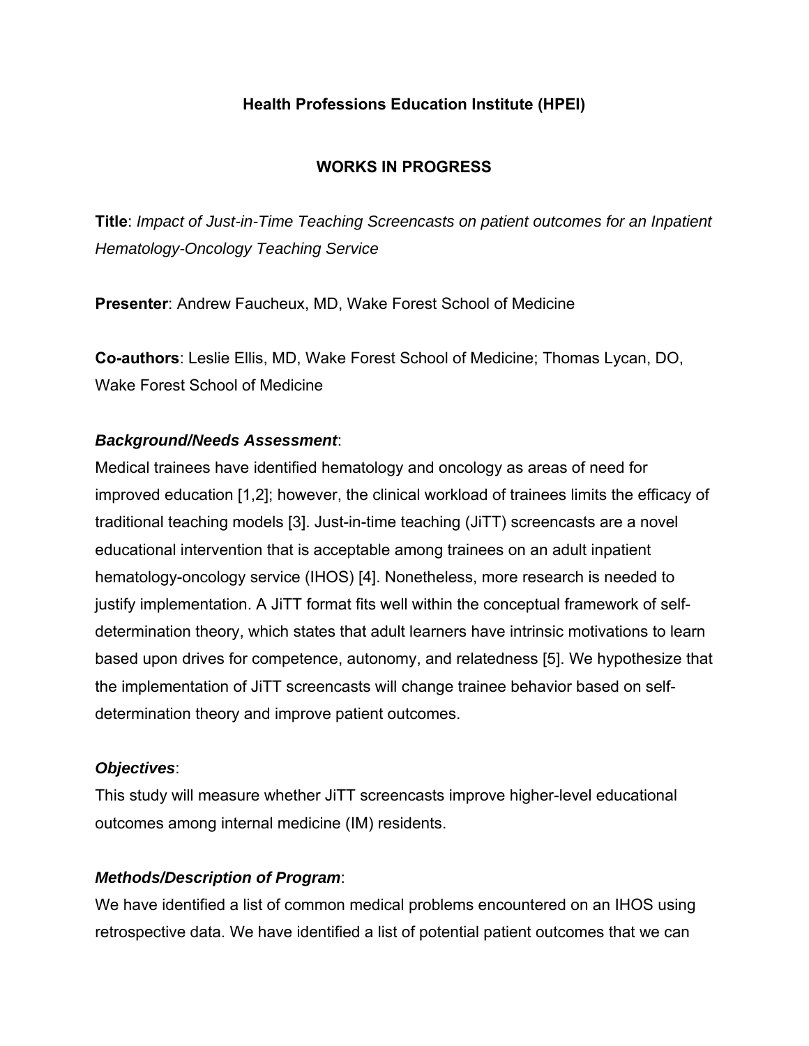**Health Professions Education Institute (HPEI)**

**WORKS IN PROGRESS**

**Title**: *Impact of Just-in-Time Teaching Screencasts on patient outcomes for an Inpatient Hematology-Oncology Teaching Service*

**Presenter**: Andrew Faucheux, MD, Wake Forest School of Medicine

**Co-authors**: Leslie Ellis, MD, Wake Forest School of Medicine; Thomas Lycan, DO, Wake Forest School of Medicine

***Background/Needs Assessment***:

Medical trainees have identified hematology and oncology as areas of need for improved education [1,2]; however, the clinical workload of trainees limits the efficacy of traditional teaching models [3]. Just-in-time teaching (JiTT) screencasts are a novel educational intervention that is acceptable among trainees on an adult inpatient hematology-oncology service (IHOS) [4]. Nonetheless, more research is needed to justify implementation. A JiTT format fits well within the conceptual framework of self-determination theory, which states that adult learners have intrinsic motivations to learn based upon drives for competence, autonomy, and relatedness [5]. We hypothesize that the implementation of JiTT screencasts will change trainee behavior based on self-determination theory and improve patient outcomes.

***Objectives***:

This study will measure whether JiTT screencasts improve higher-level educational outcomes among internal medicine (IM) residents.

***Methods/Description of Program***:

We have identified a list of common medical problems encountered on an IHOS using retrospective data. We have identified a list of potential patient outcomes that we can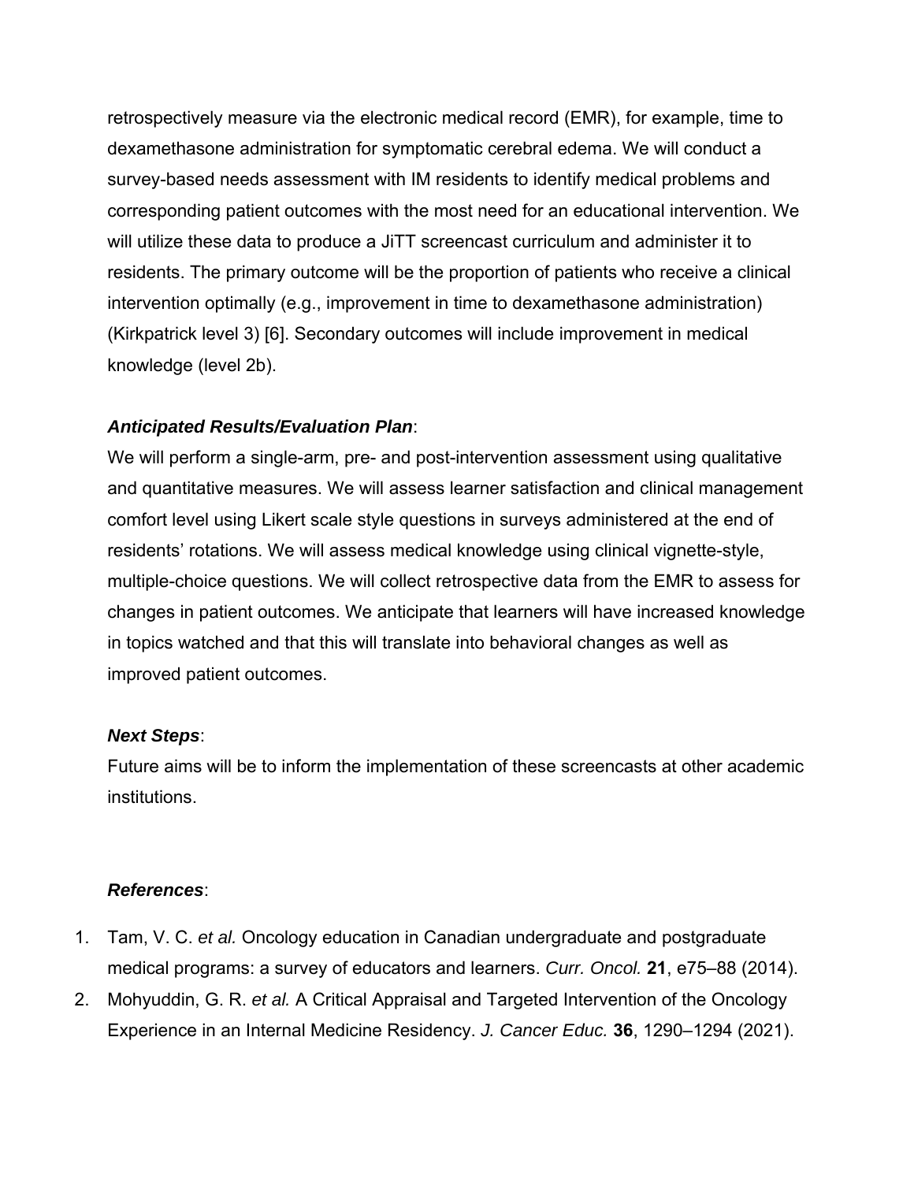retrospectively measure via the electronic medical record (EMR), for example, time to dexamethasone administration for symptomatic cerebral edema. We will conduct a survey-based needs assessment with IM residents to identify medical problems and corresponding patient outcomes with the most need for an educational intervention. We will utilize these data to produce a JiTT screencast curriculum and administer it to residents. The primary outcome will be the proportion of patients who receive a clinical intervention optimally (e.g., improvement in time to dexamethasone administration) (Kirkpatrick level 3) [6]. Secondary outcomes will include improvement in medical knowledge (level 2b).

***Anticipated Results/Evaluation Plan***:

We will perform a single-arm, pre- and post-intervention assessment using qualitative and quantitative measures. We will assess learner satisfaction and clinical management comfort level using Likert scale style questions in surveys administered at the end of residents' rotations. We will assess medical knowledge using clinical vignette-style, multiple-choice questions. We will collect retrospective data from the EMR to assess for changes in patient outcomes. We anticipate that learners will have increased knowledge in topics watched and that this will translate into behavioral changes as well as improved patient outcomes.

***Next Steps***:

Future aims will be to inform the implementation of these screencasts at other academic institutions.

***References***:

1. Tam, V. C. *et al.* Oncology education in Canadian undergraduate and postgraduate medical programs: a survey of educators and learners. *Curr. Oncol.* **21**, e75–88 (2014).
2. Mohyuddin, G. R. *et al.* A Critical Appraisal and Targeted Intervention of the Oncology Experience in an Internal Medicine Residency. *J. Cancer Educ.* **36**, 1290–1294 (2021).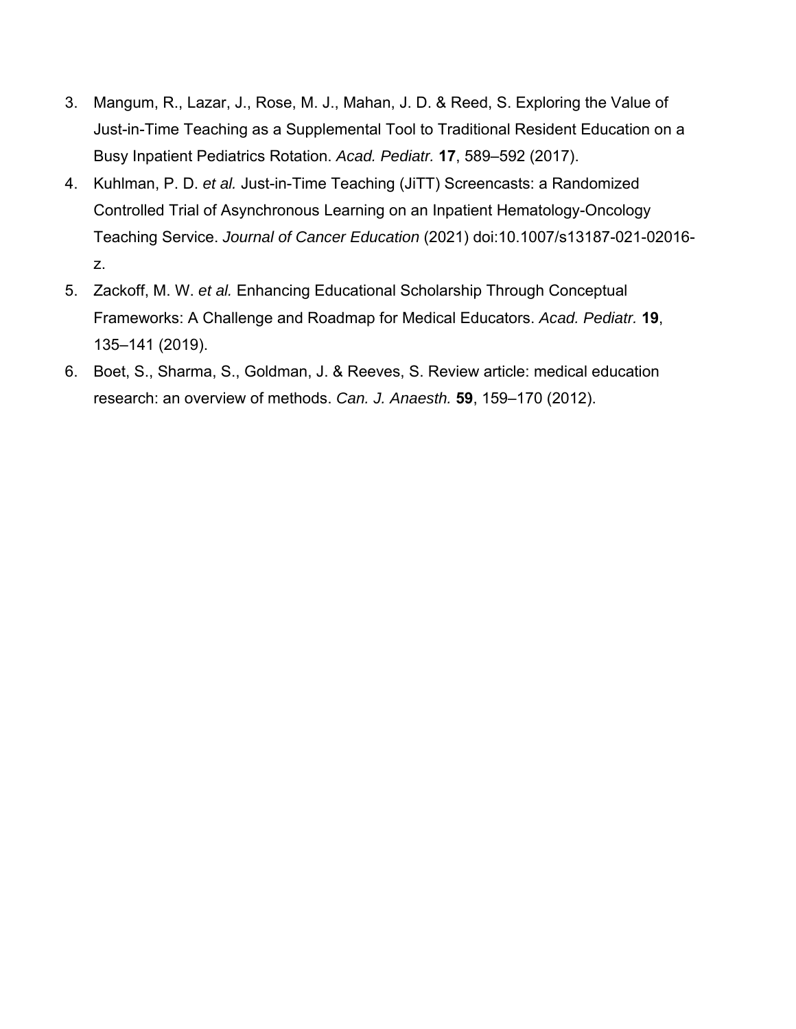3. Mangum, R., Lazar, J., Rose, M. J., Mahan, J. D. & Reed, S. Exploring the Value of Just-in-Time Teaching as a Supplemental Tool to Traditional Resident Education on a Busy Inpatient Pediatrics Rotation. *Acad. Pediatr.* **17**, 589–592 (2017).
4. Kuhlman, P. D. *et al.* Just-in-Time Teaching (JiTT) Screencasts: a Randomized Controlled Trial of Asynchronous Learning on an Inpatient Hematology-Oncology Teaching Service. *Journal of Cancer Education* (2021) doi:10.1007/s13187-021-02016-z.
5. Zackoff, M. W. *et al.* Enhancing Educational Scholarship Through Conceptual Frameworks: A Challenge and Roadmap for Medical Educators. *Acad. Pediatr.* **19**, 135–141 (2019).
6. Boet, S., Sharma, S., Goldman, J. & Reeves, S. Review article: medical education research: an overview of methods. *Can. J. Anaesth.* **59**, 159–170 (2012).